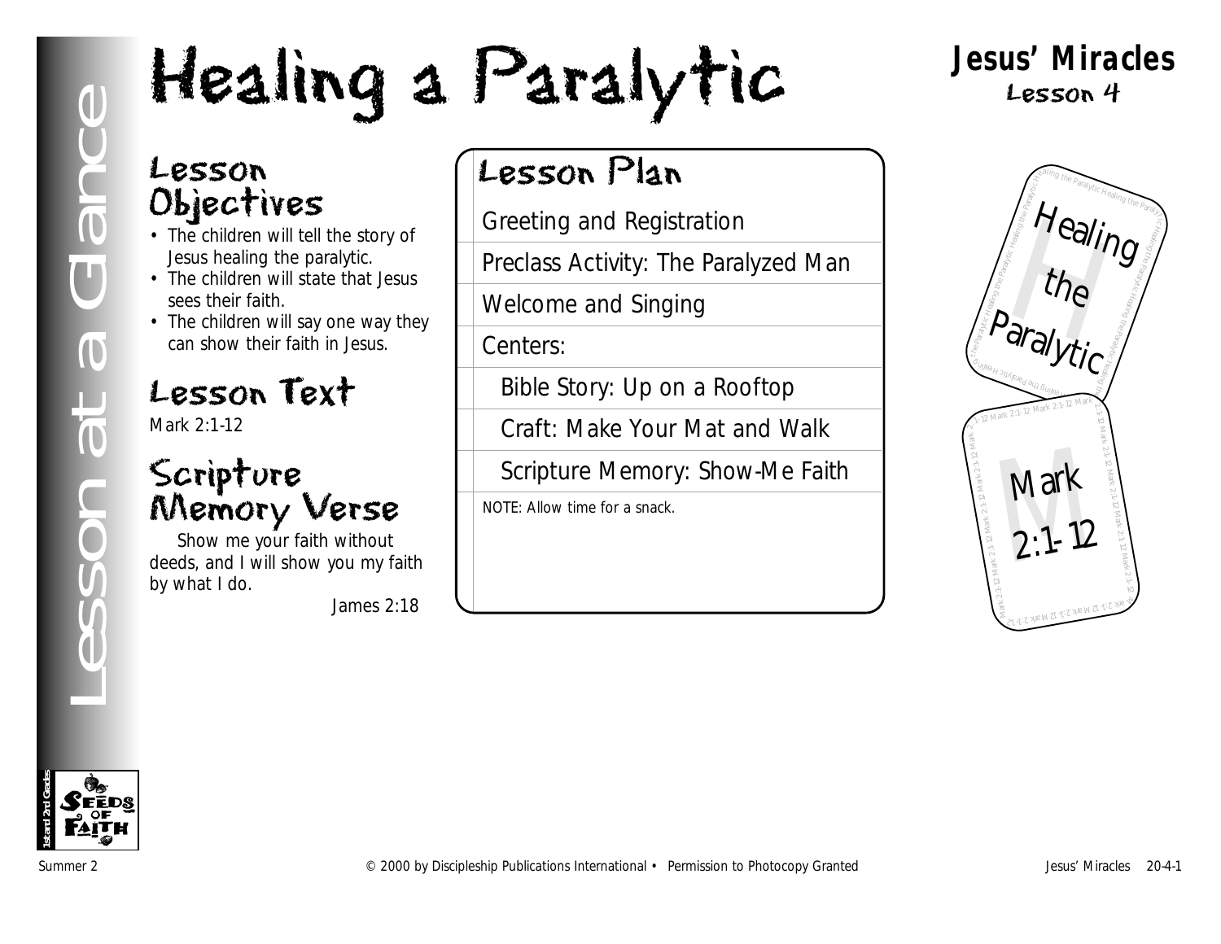# Healing a Paralytic

**Jesus' Miracles**
Lesson 4

Lesson at a Glance

## Lesson Objectives

- The children will tell the story of Jesus healing the paralytic.
- The children will state that Jesus sees their faith.
- The children will say one way they can show their faith in Jesus.

## Lesson Text

Mark 2:1-12

## Scripture Memory Verse

Show me your faith without deeds, and I will show you my faith by what I do.

James 2:18

## Lesson Plan

- Greeting and Registration
- Preclass Activity: The Paralyzed Man
- Welcome and Singing
- Centers:
  - Bible Story: Up on a Rooftop
  - Craft: Make Your Mat and Walk
  - Scripture Memory: Show-Me Faith

NOTE: Allow time for a snack.

Healing the Paralytic

Mark 2:1-12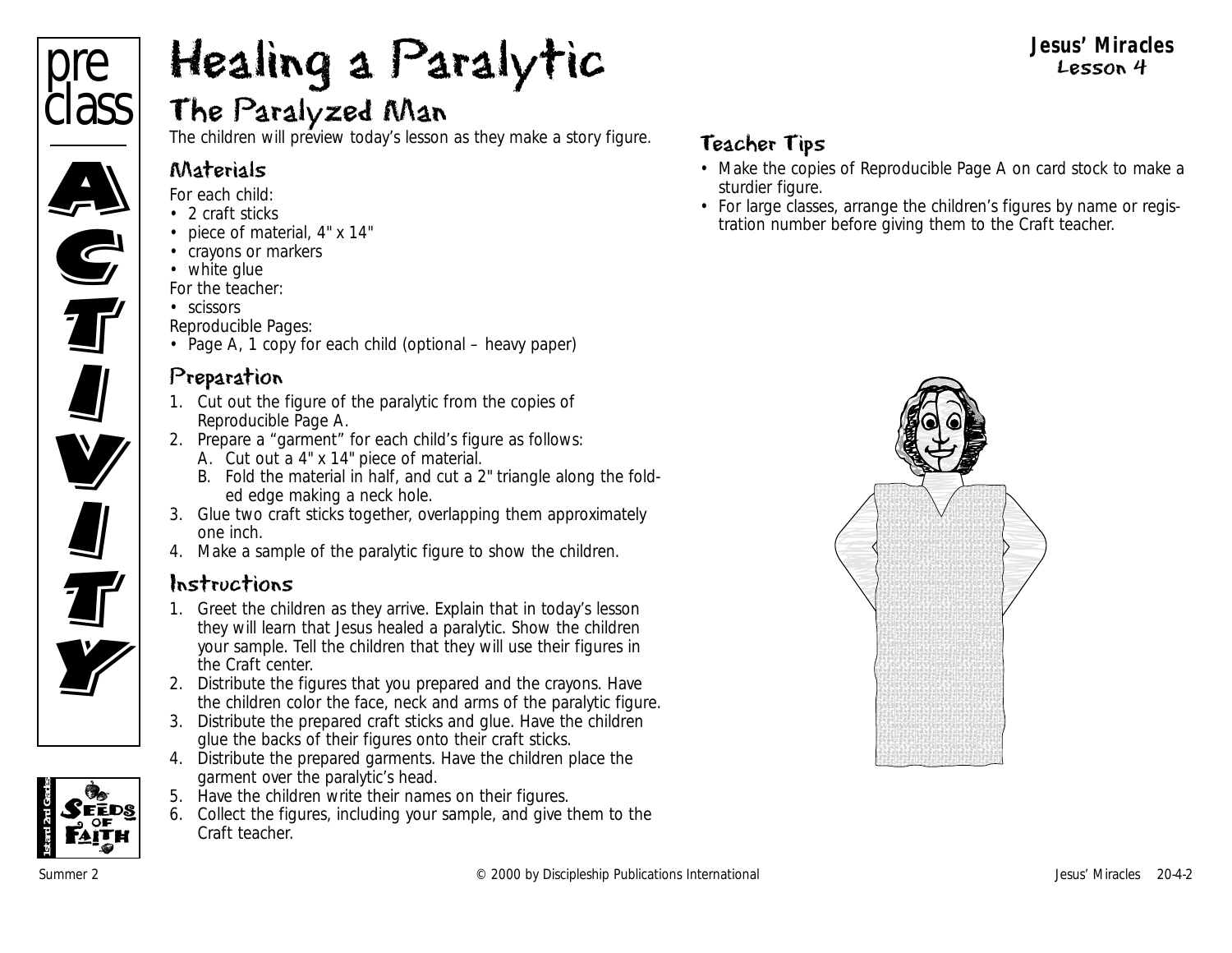# Healing a Paralytic

**Jesus' Miracles**
Lesson 4

pre class ACTIVITY

## The Paralyzed Man

The children will preview today's lesson as they make a story figure.

### Materials

For each child:
- 2 craft sticks
- piece of material, 4" x 14"
- crayons or markers
- white glue

For the teacher:
- scissors

Reproducible Pages:
- Page A, 1 copy for each child (optional – heavy paper)

### Preparation

1. Cut out the figure of the paralytic from the copies of Reproducible Page A.
2. Prepare a "garment" for each child's figure as follows:
   A. Cut out a 4" x 14" piece of material.
   B. Fold the material in half, and cut a 2" triangle along the folded edge making a neck hole.
3. Glue two craft sticks together, overlapping them approximately one inch.
4. Make a sample of the paralytic figure to show the children.

### Instructions

1. Greet the children as they arrive. Explain that in today's lesson they will learn that Jesus healed a paralytic. Show the children your sample. Tell the children that they will use their figures in the Craft center.
2. Distribute the figures that you prepared and the crayons. Have the children color the face, neck and arms of the paralytic figure.
3. Distribute the prepared craft sticks and glue. Have the children glue the backs of their figures onto their craft sticks.
4. Distribute the prepared garments. Have the children place the garment over the paralytic's head.
5. Have the children write their names on their figures.
6. Collect the figures, including your sample, and give them to the Craft teacher.

### Teacher Tips

- Make the copies of Reproducible Page A on card stock to make a sturdier figure.
- For large classes, arrange the children's figures by name or registration number before giving them to the Craft teacher.

Summer 2 © 2000 by Discipleship Publications International Jesus' Miracles 20-4-2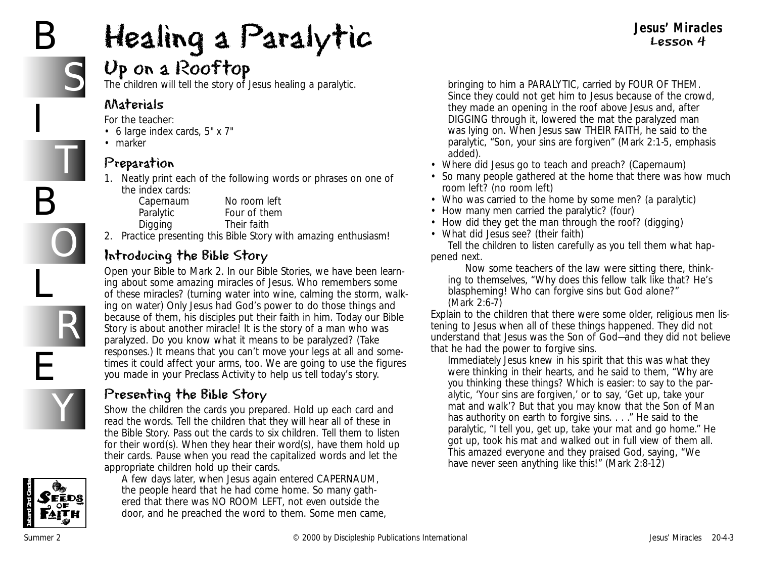# Healing a Paralytic

**Jesus' Miracles**
**Lesson 4**

## Up on a Rooftop

The children will tell the story of Jesus healing a paralytic.

### Materials

For the teacher:

- 6 large index cards, 5" x 7"
- marker

### Preparation

1. Neatly print each of the following words or phrases on one of the index cards:

   | | |
   |---|---|
   | Capernaum | No room left |
   | Paralytic | Four of them |
   | Digging | Their faith |

2. Practice presenting this Bible Story with amazing enthusiasm!

### Introducing the Bible Story

Open your Bible to Mark 2. In our Bible Stories, we have been learning about some amazing miracles of Jesus. Who remembers some of these miracles? (turning water into wine, calming the storm, walking on water) Only Jesus had God's power to do those things and because of them, his disciples put their faith in him. Today our Bible Story is about another miracle! It is the story of a man who was paralyzed. Do you know what it means to be paralyzed? (Take responses.) It means that you can't move your legs at all and sometimes it could affect your arms, too. We are going to use the figures you made in your Preclass Activity to help us tell today's story.

### Presenting the Bible Story

Show the children the cards you prepared. Hold up each card and read the words. Tell the children that they will hear all of these in the Bible Story. Pass out the cards to six children. Tell them to listen for their word(s). When they hear their word(s), have them hold up their cards. Pause when you read the capitalized words and let the appropriate children hold up their cards.

> A few days later, when Jesus again entered CAPERNAUM, the people heard that he had come home. So many gathered that there was NO ROOM LEFT, not even outside the door, and he preached the word to them. Some men came, bringing to him a PARALYTIC, carried by FOUR OF THEM. Since they could not get him to Jesus because of the crowd, they made an opening in the roof above Jesus and, after DIGGING through it, lowered the mat the paralyzed man was lying on. When Jesus saw THEIR FAITH, he said to the paralytic, "Son, your sins are forgiven" (Mark 2:1-5, emphasis added).

- Where did Jesus go to teach and preach? (Capernaum)
- So many people gathered at the home that there was how much room left? (no room left)
- Who was carried to the home by some men? (a paralytic)
- How many men carried the paralytic? (four)
- How did they get the man through the roof? (digging)
- What did Jesus see? (their faith)

Tell the children to listen carefully as you tell them what happened next.

> Now some teachers of the law were sitting there, thinking to themselves, "Why does this fellow talk like that? He's blaspheming! Who can forgive sins but God alone?" (Mark 2:6-7)

Explain to the children that there were some older, religious men listening to Jesus when all of these things happened. They did not understand that Jesus was the Son of God—and they did not believe that he had the power to forgive sins.

> Immediately Jesus knew in his spirit that this was what they were thinking in their hearts, and he said to them, "Why are you thinking these things? Which is easier: to say to the paralytic, 'Your sins are forgiven,' or to say, 'Get up, take your mat and walk'? But that you may know that the Son of Man has authority on earth to forgive sins. . . ." He said to the paralytic, "I tell you, get up, take your mat and go home." He got up, took his mat and walked out in full view of them all. This amazed everyone and they praised God, saying, "We have never seen anything like this!" (Mark 2:8-12)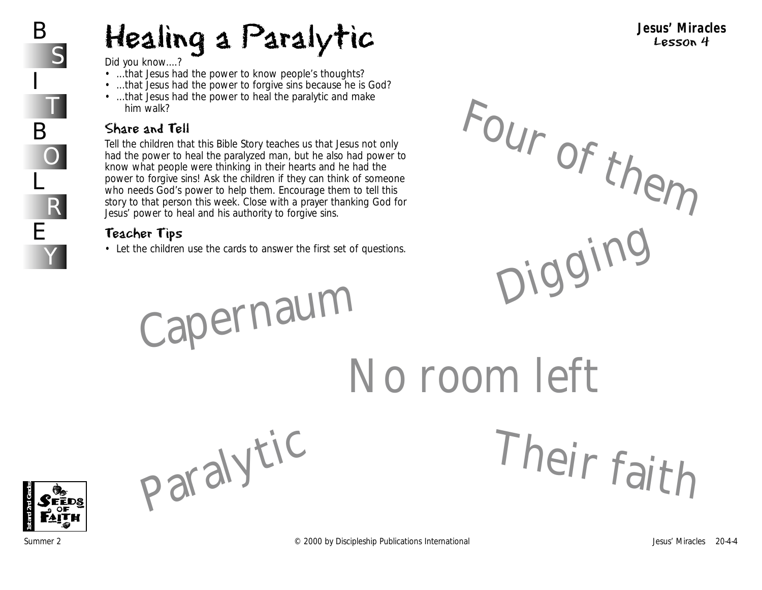# Healing a Paralytic

Did you know....?

- ...that Jesus had the power to know people's thoughts?
- ...that Jesus had the power to forgive sins because he is God?
- ...that Jesus had the power to heal the paralytic and make him walk?

## Share and Tell

Tell the children that this Bible Story teaches us that Jesus not only had the power to heal the paralyzed man, but he also had power to know what people were thinking in their hearts and he had the power to forgive sins! Ask the children if they can think of someone who needs God's power to help them. Encourage them to tell this story to that person this week. Close with a prayer thanking God for Jesus' power to heal and his authority to forgive sins.

## Teacher Tips

- Let the children use the cards to answer the first set of questions.

Four of them

Digging

Capernaum

No room left

Paralytic

Their faith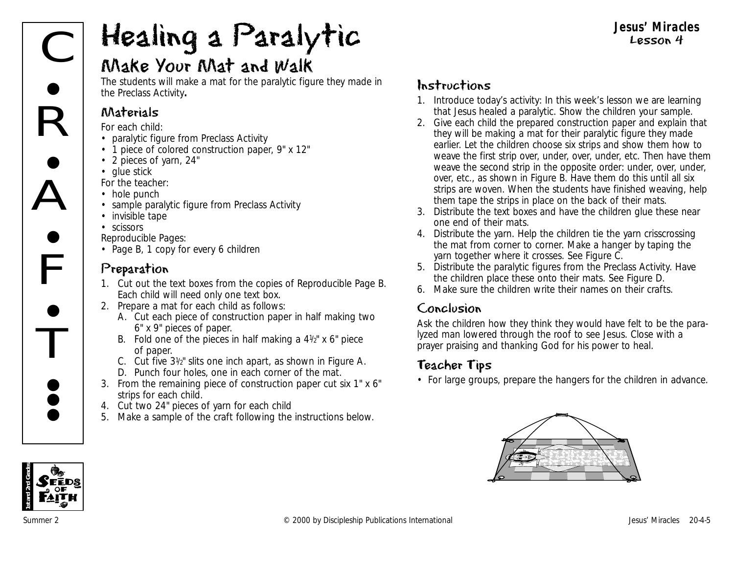# Healing a Paralytic

## Make Your Mat and Walk

The students will make a mat for the paralytic figure they made in the Preclass Activity**.**

### Materials

For each child:

- paralytic figure from Preclass Activity
- 1 piece of colored construction paper, 9" x 12"
- 2 pieces of yarn, 24"
- glue stick

For the teacher:

- hole punch
- sample paralytic figure from Preclass Activity
- invisible tape
- scissors

Reproducible Pages:

- Page B, 1 copy for every 6 children

### Preparation

1. Cut out the text boxes from the copies of Reproducible Page B. Each child will need only one text box.
2. Prepare a mat for each child as follows:
   A. Cut each piece of construction paper in half making two 6" x 9" pieces of paper.
   B. Fold one of the pieces in half making a 4½" x 6" piece of paper.
   C. Cut five 3½" slits one inch apart, as shown in Figure A.
   D. Punch four holes, one in each corner of the mat.
3. From the remaining piece of construction paper cut six 1" x 6" strips for each child.
4. Cut two 24" pieces of yarn for each child
5. Make a sample of the craft following the instructions below.

### Instructions

1. Introduce today's activity: In this week's lesson we are learning that Jesus healed a paralytic. Show the children your sample.
2. Give each child the prepared construction paper and explain that they will be making a mat for their paralytic figure they made earlier. Let the children choose six strips and show them how to weave the first strip over, under, over, under, etc. Then have them weave the second strip in the opposite order: under, over, under, over, etc., as shown in Figure B. Have them do this until all six strips are woven. When the students have finished weaving, help them tape the strips in place on the back of their mats.
3. Distribute the text boxes and have the children glue these near one end of their mats.
4. Distribute the yarn. Help the children tie the yarn crisscrossing the mat from corner to corner. Make a hanger by taping the yarn together where it crosses. See Figure C.
5. Distribute the paralytic figures from the Preclass Activity. Have the children place these onto their mats. See Figure D.
6. Make sure the children write their names on their crafts.

### Conclusion

Ask the children how they think they would have felt to be the paralyzed man lowered through the roof to see Jesus. Close with a prayer praising and thanking God for his power to heal.

### Teacher Tips

- For large groups, prepare the hangers for the children in advance.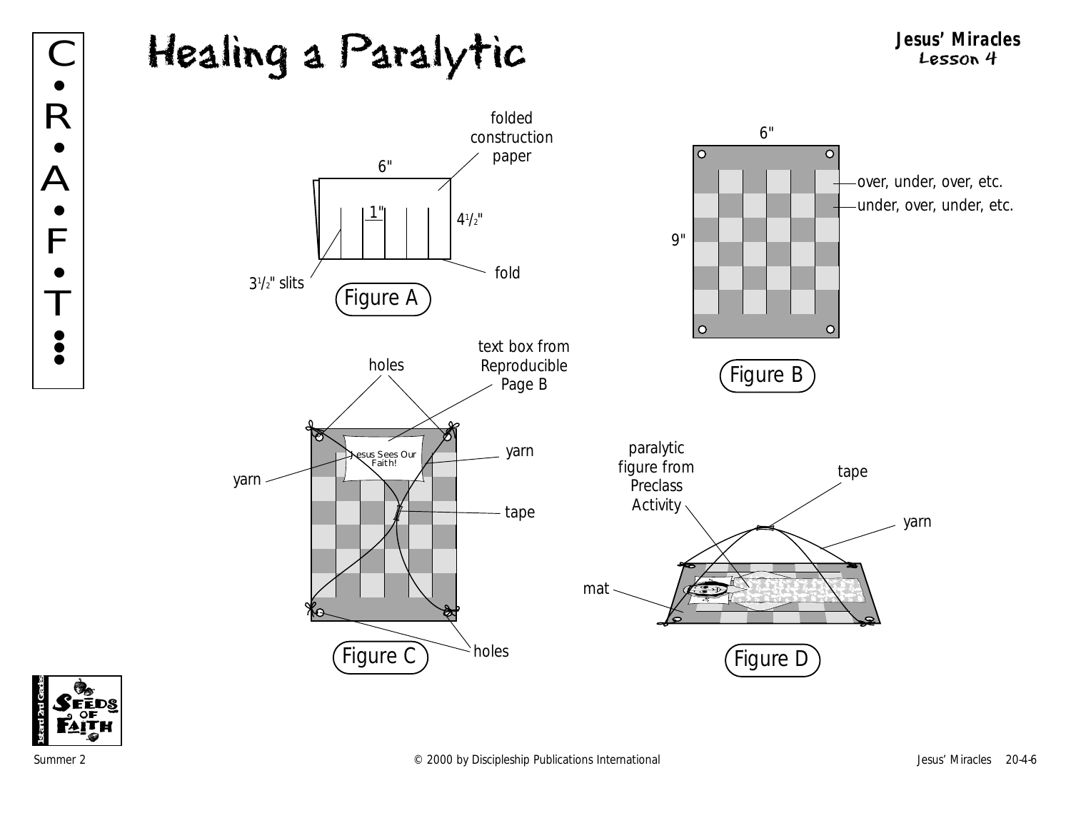# Healing a Paralytic

**Jesus' Miracles**
Lesson 4

C • R • A • F • T

folded construction paper

6"

1"

$4^1/_2$"

fold

$3^1/_2$" slits

Figure A

6"

9"

over, under, over, etc.

under, over, under, etc.

Figure B

holes

text box from Reproducible Page B

Jesus Sees Our Faith!

yarn

yarn

tape

holes

Figure C

paralytic figure from Preclass Activity

tape

yarn

mat

Figure D

Summer 2 © 2000 by Discipleship Publications International Jesus' Miracles 20-4-6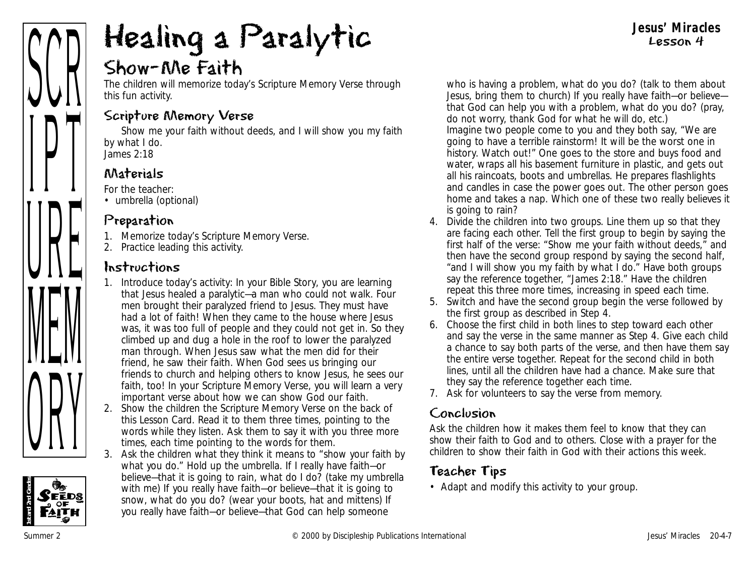# Healing a Paralytic

**Jesus' Miracles**
**Lesson 4**

## Show-Me Faith

The children will memorize today's Scripture Memory Verse through this fun activity.

### Scripture Memory Verse

Show me your faith without deeds, and I will show you my faith by what I do.
James 2:18

### Materials

For the teacher:
- umbrella (optional)

### Preparation

1. Memorize today's Scripture Memory Verse.
2. Practice leading this activity.

### Instructions

1. Introduce today's activity: In your Bible Story, you are learning that Jesus healed a paralytic—a man who could not walk. Four men brought their paralyzed friend to Jesus. They must have had a lot of faith! When they came to the house where Jesus was, it was too full of people and they could not get in. So they climbed up and dug a hole in the roof to lower the paralyzed man through. When Jesus saw what the men did for their friend, he saw their faith. When God sees us bringing our friends to church and helping others to know Jesus, he sees our faith, too! In your Scripture Memory Verse, you will learn a very important verse about how we can show God our faith.
2. Show the children the Scripture Memory Verse on the back of this Lesson Card. Read it to them three times, pointing to the words while they listen. Ask them to say it with you three more times, each time pointing to the words for them.
3. Ask the children what they think it means to "show your faith by what you do." Hold up the umbrella. If I really have faith—or believe—that it is going to rain, what do I do? (take my umbrella with me) If you really have faith—or believe—that it is going to snow, what do you do? (wear your boots, hat and mittens) If you really have faith—or believe—that God can help someone who is having a problem, what do you do? (talk to them about Jesus, bring them to church) If you really have faith—or believe—that God can help you with a problem, what do you do? (pray, do not worry, thank God for what he will do, etc.)
   Imagine two people come to you and they both say, "We are going to have a terrible rainstorm! It will be the worst one in history. Watch out!" One goes to the store and buys food and water, wraps all his basement furniture in plastic, and gets out all his raincoats, boots and umbrellas. He prepares flashlights and candles in case the power goes out. The other person goes home and takes a nap. Which one of these two really believes it is going to rain?
4. Divide the children into two groups. Line them up so that they are facing each other. Tell the first group to begin by saying the first half of the verse: "Show me your faith without deeds," and then have the second group respond by saying the second half, "and I will show you my faith by what I do." Have both groups say the reference together, "James 2:18." Have the children repeat this three more times, increasing in speed each time.
5. Switch and have the second group begin the verse followed by the first group as described in Step 4.
6. Choose the first child in both lines to step toward each other and say the verse in the same manner as Step 4. Give each child a chance to say both parts of the verse, and then have them say the entire verse together. Repeat for the second child in both lines, until all the children have had a chance. Make sure that they say the reference together each time.
7. Ask for volunteers to say the verse from memory.

### Conclusion

Ask the children how it makes them feel to know that they can show their faith to God and to others. Close with a prayer for the children to show their faith in God with their actions this week.

### Teacher Tips

- Adapt and modify this activity to your group.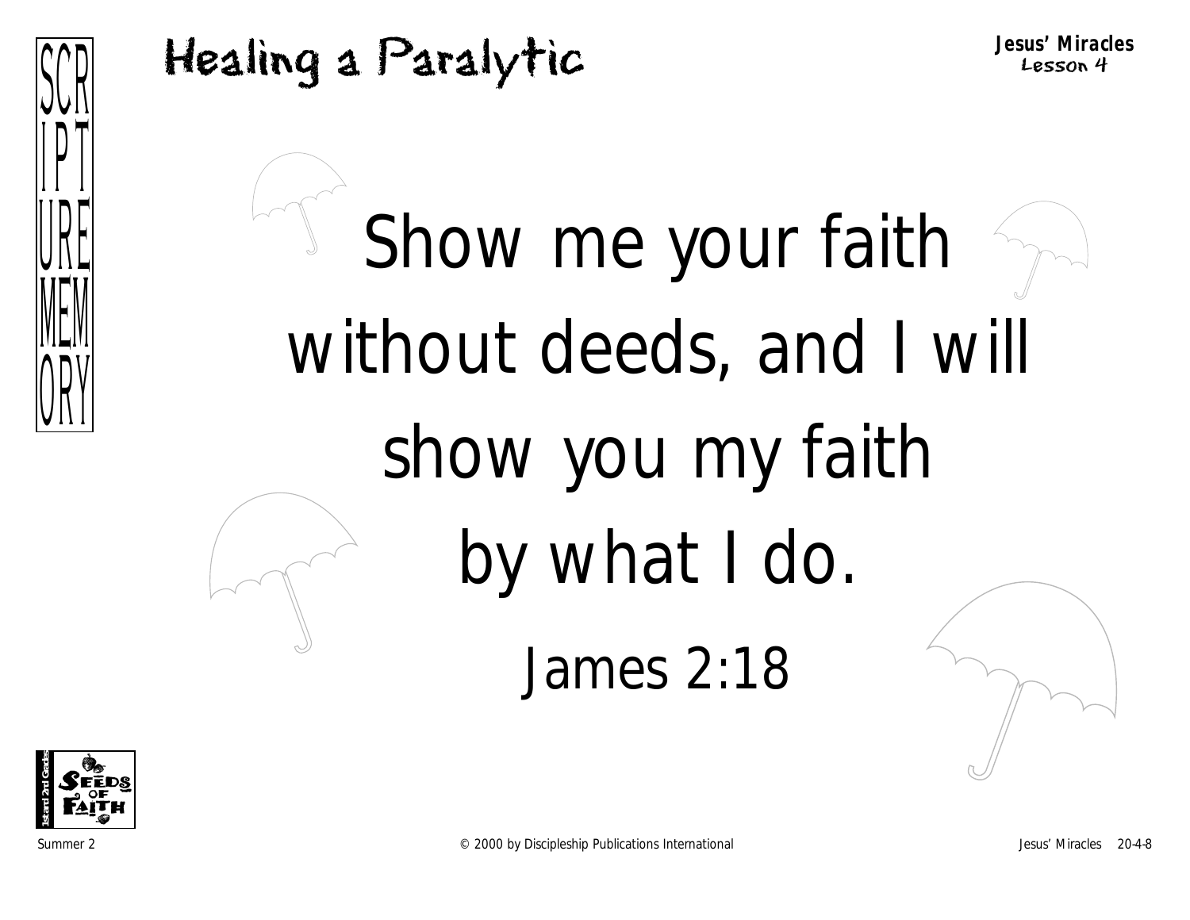# Healing a Paralytic

**Jesus' Miracles**
Lesson 4

SCRIPTURE MEMORY

Show me your faith without deeds, and I will show you my faith by what I do.

James 2:18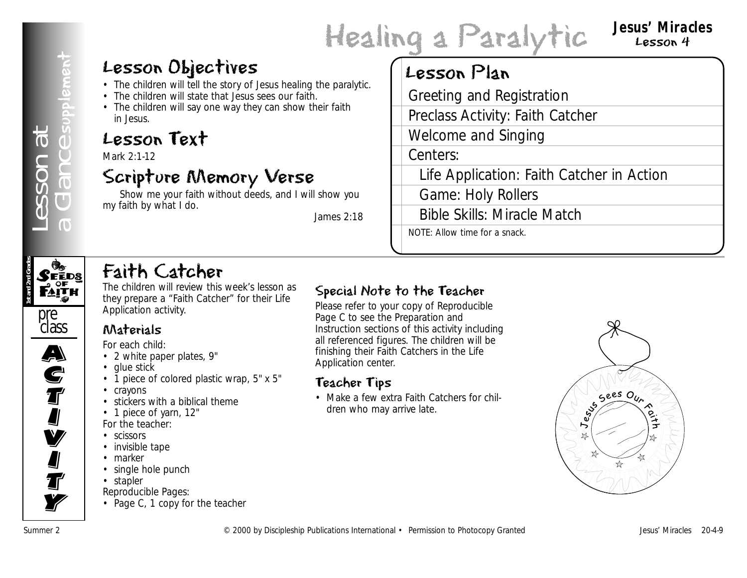# Healing a Paralytic

**Jesus' Miracles**
Lesson 4

Lesson at a Glance supplement

## Lesson Objectives

- The children will tell the story of Jesus healing the paralytic.
- The children will state that Jesus sees our faith.
- The children will say one way they can show their faith in Jesus.

## Lesson Text

Mark 2:1-12

## Scripture Memory Verse

Show me your faith without deeds, and I will show you my faith by what I do.

James 2:18

## Lesson Plan

- Greeting and Registration
- Preclass Activity: Faith Catcher
- Welcome and Singing
- Centers:
  - Life Application: Faith Catcher in Action
  - Game: Holy Rollers
  - Bible Skills: Miracle Match

NOTE: Allow time for a snack.

1st and 2nd Grades — Seeds of Faith — preclass ACTIVITY

## Faith Catcher

The children will review this week's lesson as they prepare a "Faith Catcher" for their Life Application activity.

### Materials

For each child:

- 2 white paper plates, 9"
- glue stick
- 1 piece of colored plastic wrap, 5" x 5"
- crayons
- stickers with a biblical theme
- 1 piece of yarn, 12"

For the teacher:

- scissors
- invisible tape
- marker
- single hole punch
- stapler

Reproducible Pages:

- Page C, 1 copy for the teacher

### Special Note to the Teacher

Please refer to your copy of Reproducible Page C to see the Preparation and Instruction sections of this activity including all referenced figures. The children will be finishing their Faith Catchers in the Life Application center.

### Teacher Tips

- Make a few extra Faith Catchers for children who may arrive late.

Jesus Sees Our Faith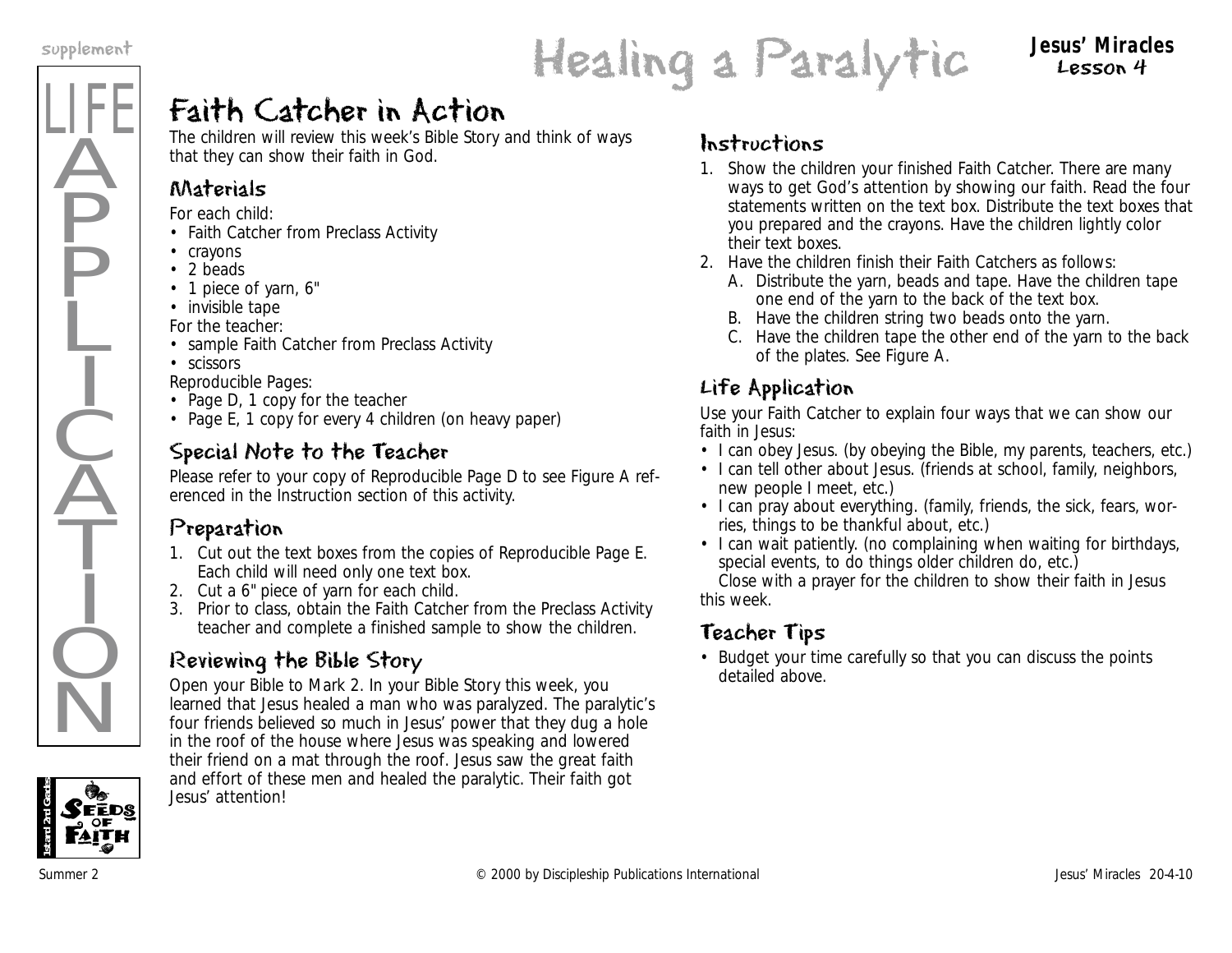# Healing a Paralytic

**Jesus' Miracles**
Lesson 4

supplement

LIFE APPLICATION

## Faith Catcher in Action

The children will review this week's Bible Story and think of ways that they can show their faith in God.

### Materials

For each child:
- Faith Catcher from Preclass Activity
- crayons
- 2 beads
- 1 piece of yarn, 6"
- invisible tape

For the teacher:
- sample Faith Catcher from Preclass Activity
- scissors

Reproducible Pages:
- Page D, 1 copy for the teacher
- Page E, 1 copy for every 4 children (on heavy paper)

### Special Note to the Teacher

Please refer to your copy of Reproducible Page D to see Figure A referenced in the Instruction section of this activity.

### Preparation

1. Cut out the text boxes from the copies of Reproducible Page E. Each child will need only one text box.
2. Cut a 6" piece of yarn for each child.
3. Prior to class, obtain the Faith Catcher from the Preclass Activity teacher and complete a finished sample to show the children.

### Reviewing the Bible Story

Open your Bible to Mark 2. In your Bible Story this week, you learned that Jesus healed a man who was paralyzed. The paralytic's four friends believed so much in Jesus' power that they dug a hole in the roof of the house where Jesus was speaking and lowered their friend on a mat through the roof. Jesus saw the great faith and effort of these men and healed the paralytic. Their faith got Jesus' attention!

### Instructions

1. Show the children your finished Faith Catcher. There are many ways to get God's attention by showing our faith. Read the four statements written on the text box. Distribute the text boxes that you prepared and the crayons. Have the children lightly color their text boxes.
2. Have the children finish their Faith Catchers as follows:
   A. Distribute the yarn, beads and tape. Have the children tape one end of the yarn to the back of the text box.
   B. Have the children string two beads onto the yarn.
   C. Have the children tape the other end of the yarn to the back of the plates. See Figure A.

### Life Application

Use your Faith Catcher to explain four ways that we can show our faith in Jesus:
- I can obey Jesus. (by obeying the Bible, my parents, teachers, etc.)
- I can tell other about Jesus. (friends at school, family, neighbors, new people I meet, etc.)
- I can pray about everything. (family, friends, the sick, fears, worries, things to be thankful about, etc.)
- I can wait patiently. (no complaining when waiting for birthdays, special events, to do things older children do, etc.)

Close with a prayer for the children to show their faith in Jesus this week.

### Teacher Tips

- Budget your time carefully so that you can discuss the points detailed above.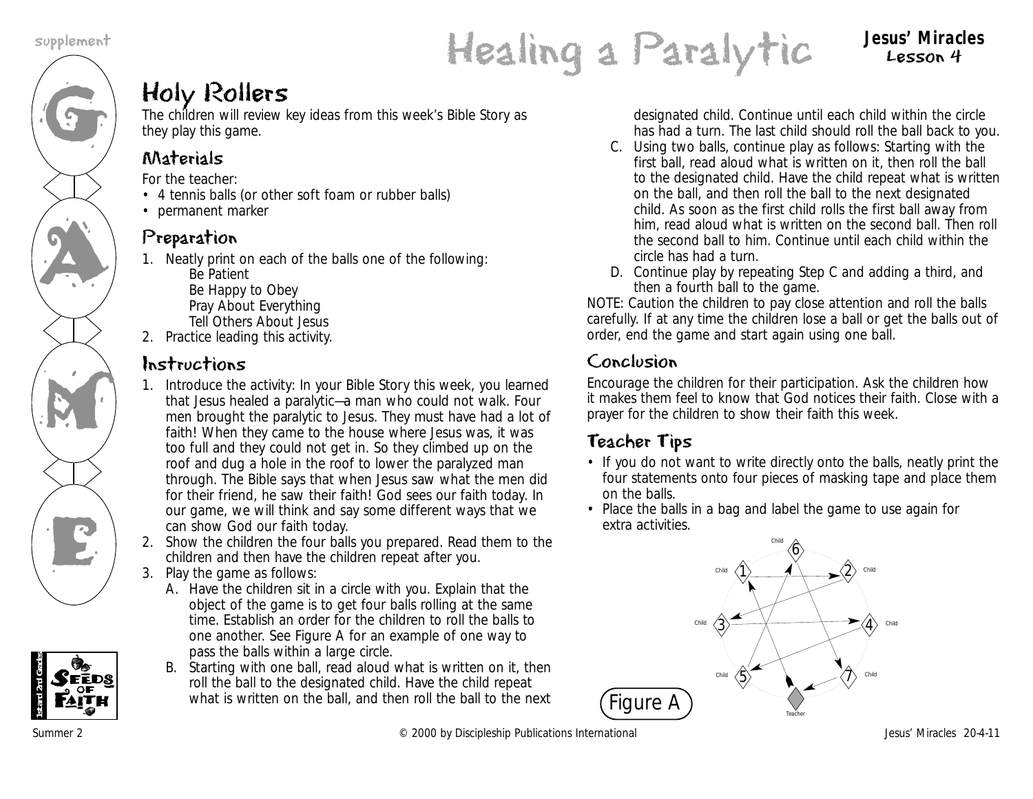# Healing a Paralytic

**Jesus' Miracles**
**Lesson 4**

## Holy Rollers

The children will review key ideas from this week's Bible Story as they play this game.

### Materials

For the teacher:

- 4 tennis balls (or other soft foam or rubber balls)
- permanent marker

### Preparation

1. Neatly print on each of the balls one of the following:
   Be Patient
   Be Happy to Obey
   Pray About Everything
   Tell Others About Jesus
2. Practice leading this activity.

### Instructions

1. Introduce the activity: In your Bible Story this week, you learned that Jesus healed a paralytic—a man who could not walk. Four men brought the paralytic to Jesus. They must have had a lot of faith! When they came to the house where Jesus was, it was too full and they could not get in. So they climbed up on the roof and dug a hole in the roof to lower the paralyzed man through. The Bible says that when Jesus saw what the men did for their friend, he saw their faith! God sees our faith today. In our game, we will think and say some different ways that we can show God our faith today.
2. Show the children the four balls you prepared. Read them to the children and then have the children repeat after you.
3. Play the game as follows:
   A. Have the children sit in a circle with you. Explain that the object of the game is to get four balls rolling at the same time. Establish an order for the children to roll the balls to one another. See Figure A for an example of one way to pass the balls within a large circle.
   B. Starting with one ball, read aloud what is written on it, then roll the ball to the designated child. Have the child repeat what is written on the ball, and then roll the ball to the next designated child. Continue until each child within the circle has had a turn. The last child should roll the ball back to you.
   C. Using two balls, continue play as follows: Starting with the first ball, read aloud what is written on it, then roll the ball to the designated child. Have the child repeat what is written on the ball, and then roll the ball to the next designated child. As soon as the first child rolls the first ball away from him, read aloud what is written on the second ball. Then roll the second ball to him. Continue until each child within the circle has had a turn.
   D. Continue play by repeating Step C and adding a third, and then a fourth ball to the game.

NOTE: Caution the children to pay close attention and roll the balls carefully. If at any time the children lose a ball or get the balls out of order, end the game and start again using one ball.

### Conclusion

Encourage the children for their participation. Ask the children how it makes them feel to know that God notices their faith. Close with a prayer for the children to show their faith this week.

### Teacher Tips

- If you do not want to write directly onto the balls, neatly print the four statements onto four pieces of masking tape and place them on the balls.
- Place the balls in a bag and label the game to use again for extra activities.

Figure A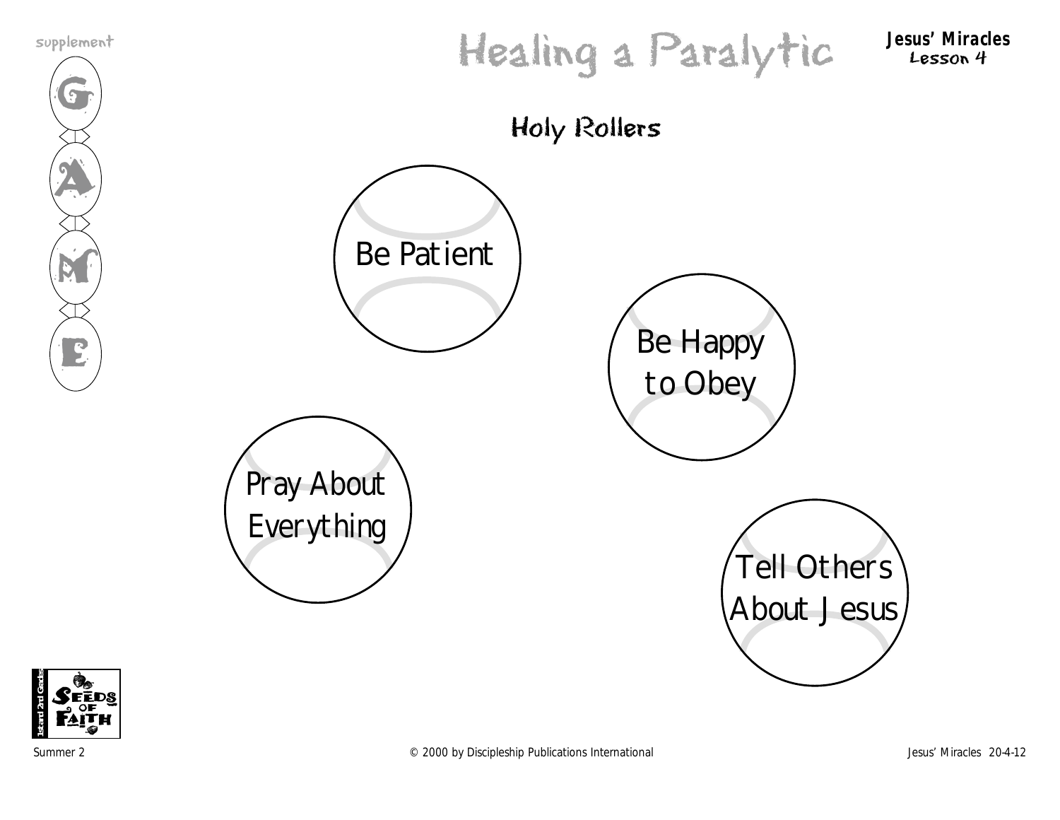# Healing a Paralytic

**Jesus' Miracles**
Lesson 4

supplement

GAME

## Holy Rollers

Be Patient

Be Happy to Obey

Pray About Everything

Tell Others About Jesus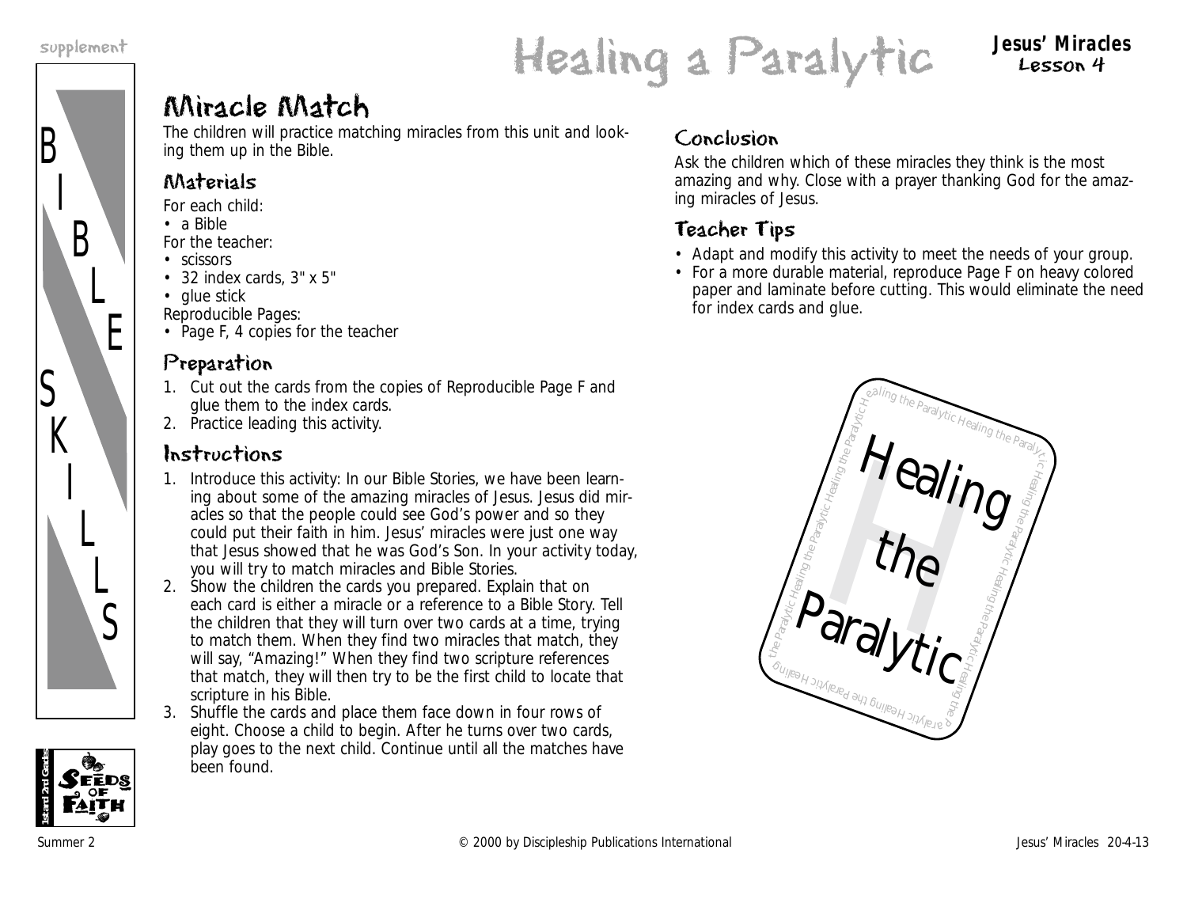# Healing a Paralytic

## Miracle Match

The children will practice matching miracles from this unit and looking them up in the Bible.

### Materials

For each child:

- a Bible

For the teacher:

- scissors
- 32 index cards, 3" x 5"
- glue stick

Reproducible Pages:

- Page F, 4 copies for the teacher

### Preparation

1. Cut out the cards from the copies of Reproducible Page F and glue them to the index cards.
2. Practice leading this activity.

### Instructions

1. Introduce this activity: In our Bible Stories, we have been learning about some of the amazing miracles of Jesus. Jesus did miracles so that the people could see God's power and so they could put their faith in him. Jesus' miracles were just one way that Jesus showed that he was God's Son. In your activity today, you will try to match miracles and Bible Stories.
2. Show the children the cards you prepared. Explain that on each card is either a miracle or a reference to a Bible Story. Tell the children that they will turn over two cards at a time, trying to match them. When they find two miracles that match, they will say, "Amazing!" When they find two scripture references that match, they will then try to be the first child to locate that scripture in his Bible.
3. Shuffle the cards and place them face down in four rows of eight. Choose a child to begin. After he turns over two cards, play goes to the next child. Continue until all the matches have been found.

### Conclusion

Ask the children which of these miracles they think is the most amazing and why. Close with a prayer thanking God for the amazing miracles of Jesus.

### Teacher Tips

- Adapt and modify this activity to meet the needs of your group.
- For a more durable material, reproduce Page F on heavy colored paper and laminate before cutting. This would eliminate the need for index cards and glue.

Healing the Paralytic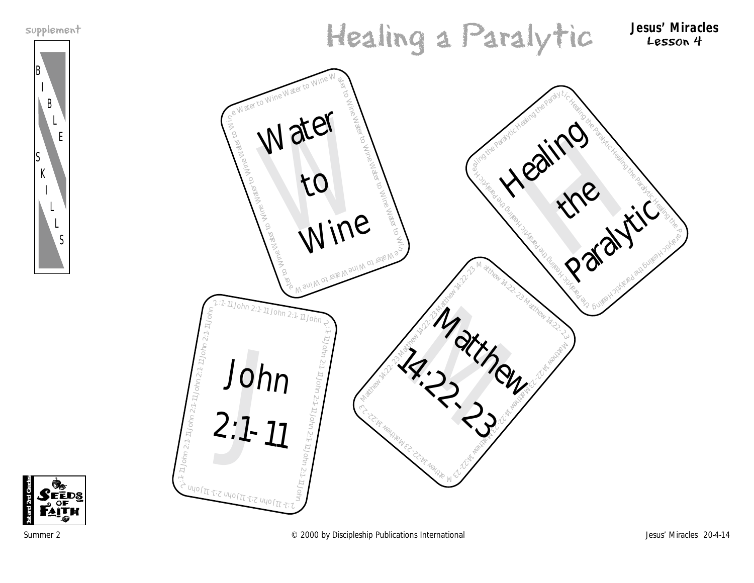supplement

# Healing a Paralytic

**Jesus' Miracles**
Lesson 4

BIBLE SKILLS

Water to Wine

Healing the Paralytic

John 2:1-11

Matthew 14:22-23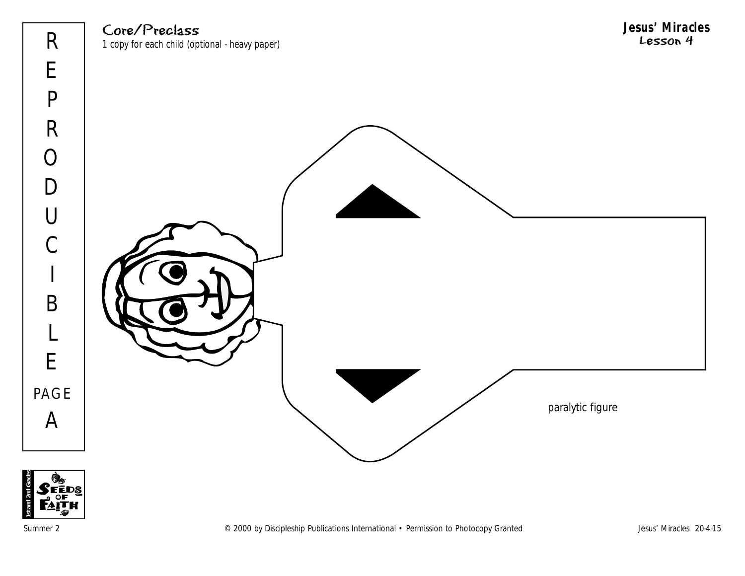REPRODUCIBLE PAGE A

Core/Preclass

1 copy for each child (optional - heavy paper)

**Jesus' Miracles**
Lesson 4

paralytic figure

Summer 2

© 2000 by Discipleship Publications International • Permission to Photocopy Granted

Jesus' Miracles 20-4-15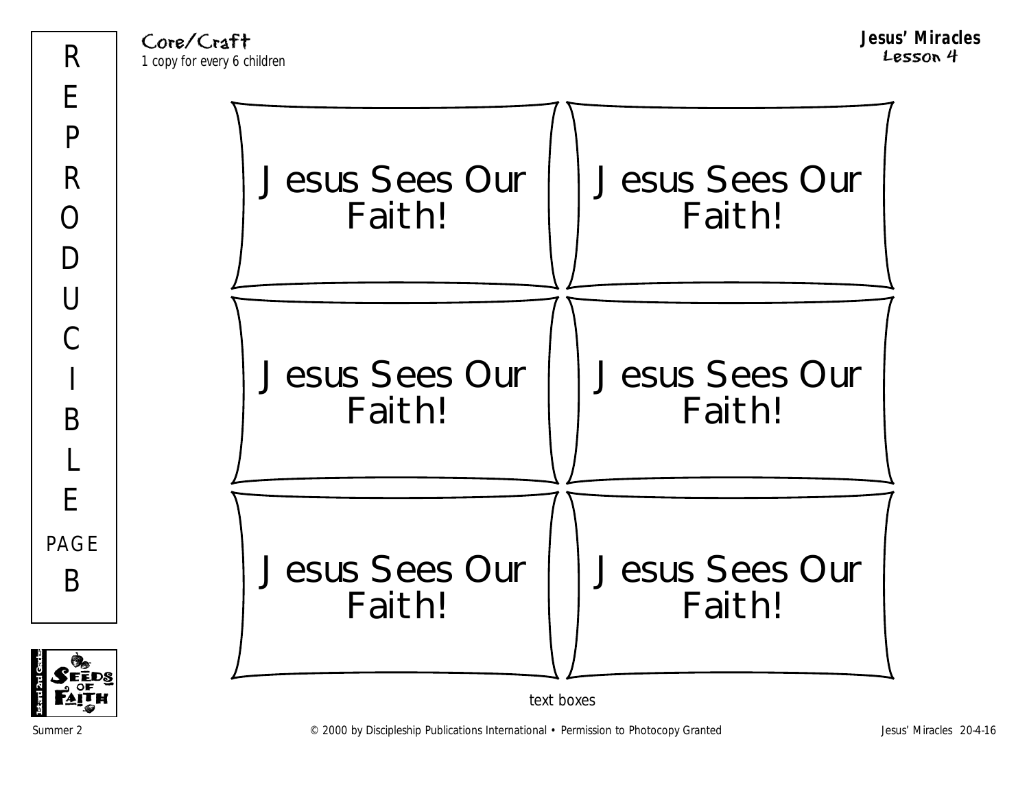Core/Craft

*1 copy for every 6 children*

**Jesus' Miracles**
Lesson 4

REPRODUCIBLE PAGE B

| | |
|---|---|
| Jesus Sees Our Faith! | Jesus Sees Our Faith! |
| Jesus Sees Our Faith! | Jesus Sees Our Faith! |
| Jesus Sees Our Faith! | Jesus Sees Our Faith! |

text boxes

Summer 2 © 2000 by Discipleship Publications International • Permission to Photocopy Granted Jesus' Miracles 20-4-16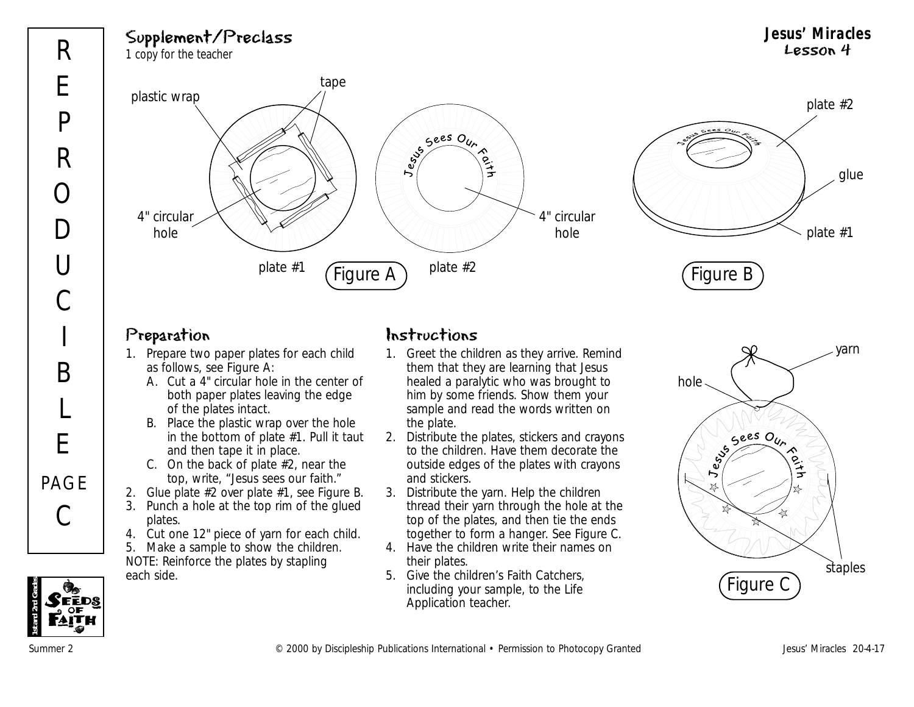## Supplement/Preclass

1 copy for the teacher

**Jesus' Miracles**
**Lesson 4**

### Preparation

1. Prepare two paper plates for each child as follows, see Figure A:
   A. Cut a 4" circular hole in the center of both paper plates leaving the edge of the plates intact.
   B. Place the plastic wrap over the hole in the bottom of plate #1. Pull it taut and then tape it in place.
   C. On the back of plate #2, near the top, write, "Jesus sees our faith."
2. Glue plate #2 over plate #1, see Figure B.
3. Punch a hole at the top rim of the glued plates.
4. Cut one 12" piece of yarn for each child.
5. Make a sample to show the children.

NOTE: Reinforce the plates by stapling each side.

### Instructions

1. Greet the children as they arrive. Remind them that they are learning that Jesus healed a paralytic who was brought to him by some friends. Show them your sample and read the words written on the plate.
2. Distribute the plates, stickers and crayons to the children. Have them decorate the outside edges of the plates with crayons and stickers.
3. Distribute the yarn. Help the children thread their yarn through the hole at the top of the plates, and then tie the ends together to form a hanger. See Figure C.
4. Have the children write their names on their plates.
5. Give the children's Faith Catchers, including your sample, to the Life Application teacher.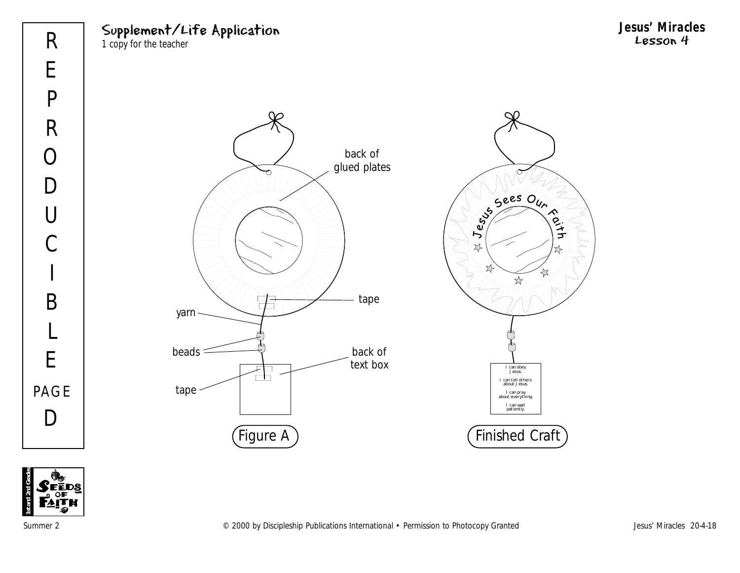## Supplement/Life Application

*1 copy for the teacher*

**Jesus' Miracles**
**Lesson 4**

REPRODUCIBLE PAGE D

back of glued plates

tape

yarn

beads

back of text box

tape

Figure A

Jesus Sees Our Faith

I can obey Jesus.

I can tell others about Jesus.

I can pray about everything.

I can wait patiently.

Finished Craft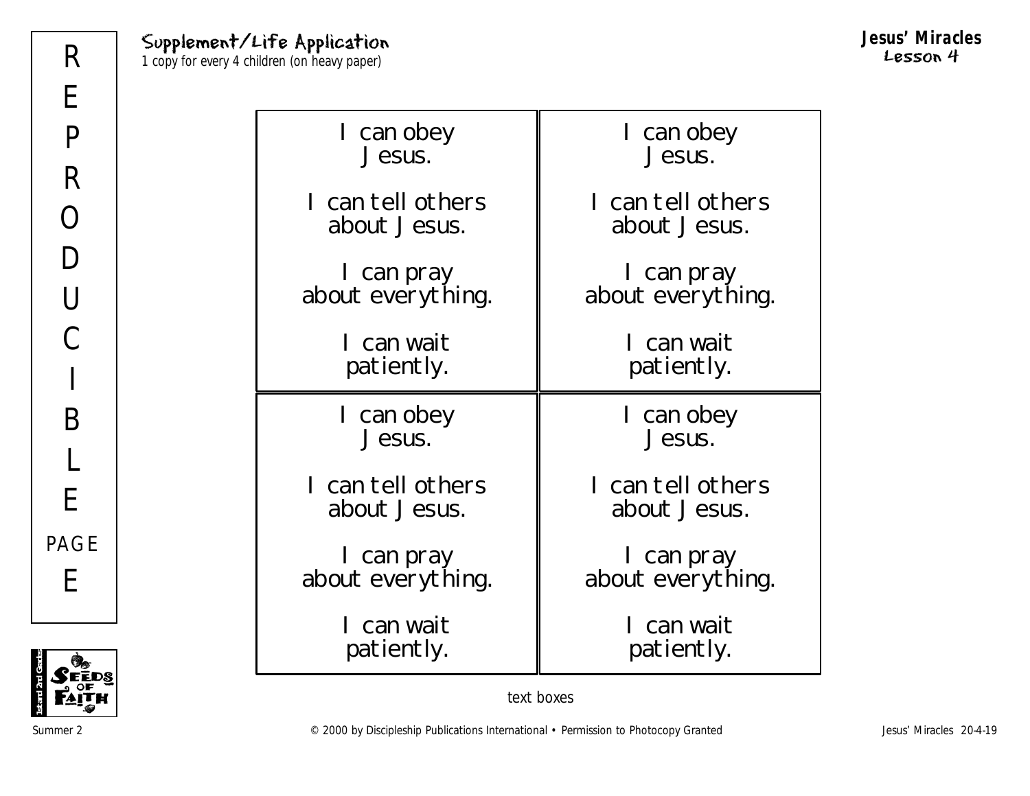## Supplement/Life Application

*1 copy for every 4 children (on heavy paper)*

**Jesus' Miracles**
**Lesson 4**

REPRODUCIBLE PAGE E

| | |
|---|---|
| I can obey Jesus.<br><br>I can tell others about Jesus.<br><br>I can pray about everything.<br><br>I can wait patiently. | I can obey Jesus.<br><br>I can tell others about Jesus.<br><br>I can pray about everything.<br><br>I can wait patiently. |
| I can obey Jesus.<br><br>I can tell others about Jesus.<br><br>I can pray about everything.<br><br>I can wait patiently. | I can obey Jesus.<br><br>I can tell others about Jesus.<br><br>I can pray about everything.<br><br>I can wait patiently. |

text boxes

© 2000 by Discipleship Publications International • Permission to Photocopy Granted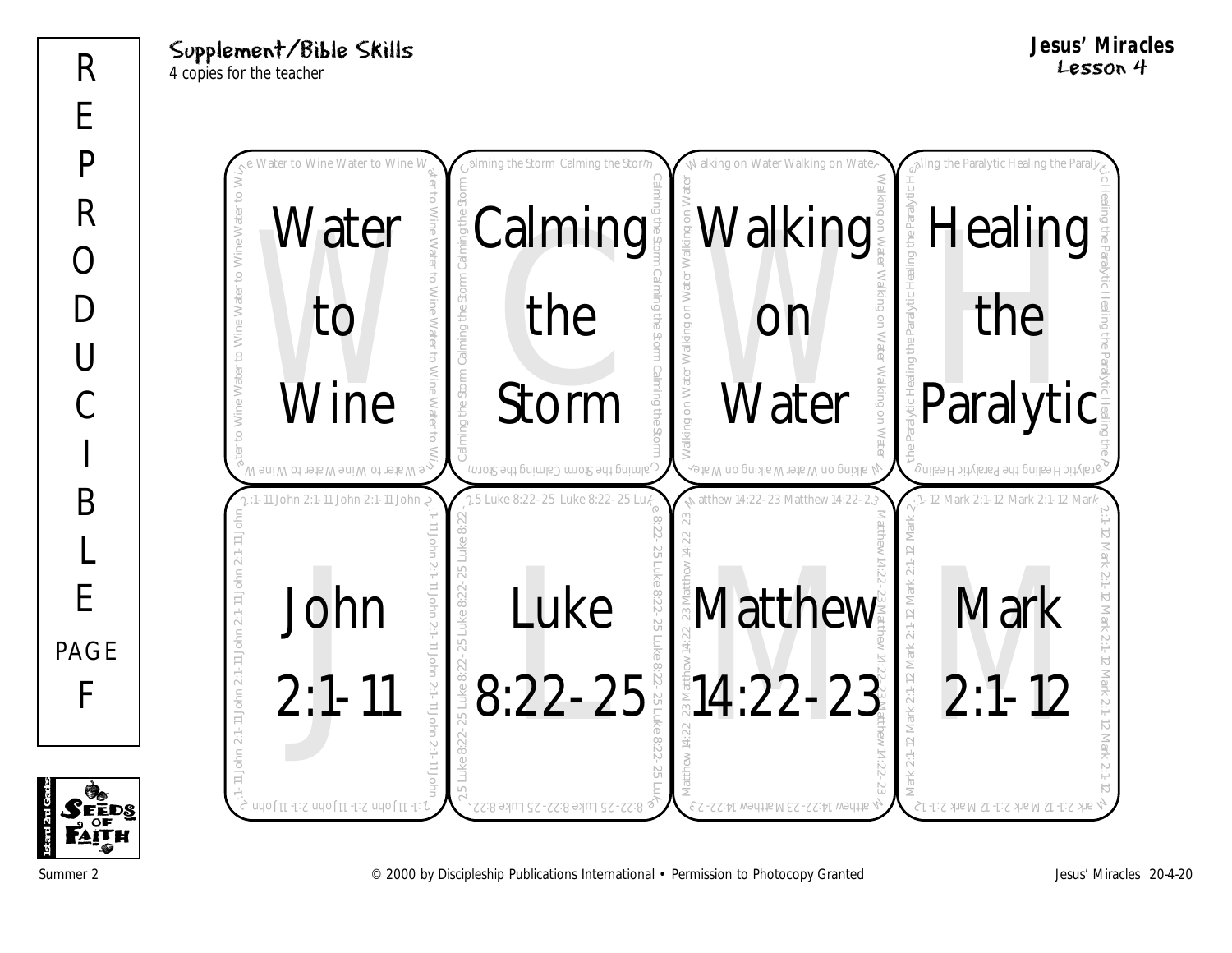REPRODUCIBLE PAGE F

**Supplement/Bible Skills**
4 copies for the teacher

**Jesus' Miracles**
Lesson 4

| | | | |
|---|---|---|---|
| Water to Wine | Calming the Storm | Walking on Water | Healing the Paralytic |
| John 2:1-11 | Luke 8:22-25 | Matthew 14:22-23 | Mark 2:1-12 |